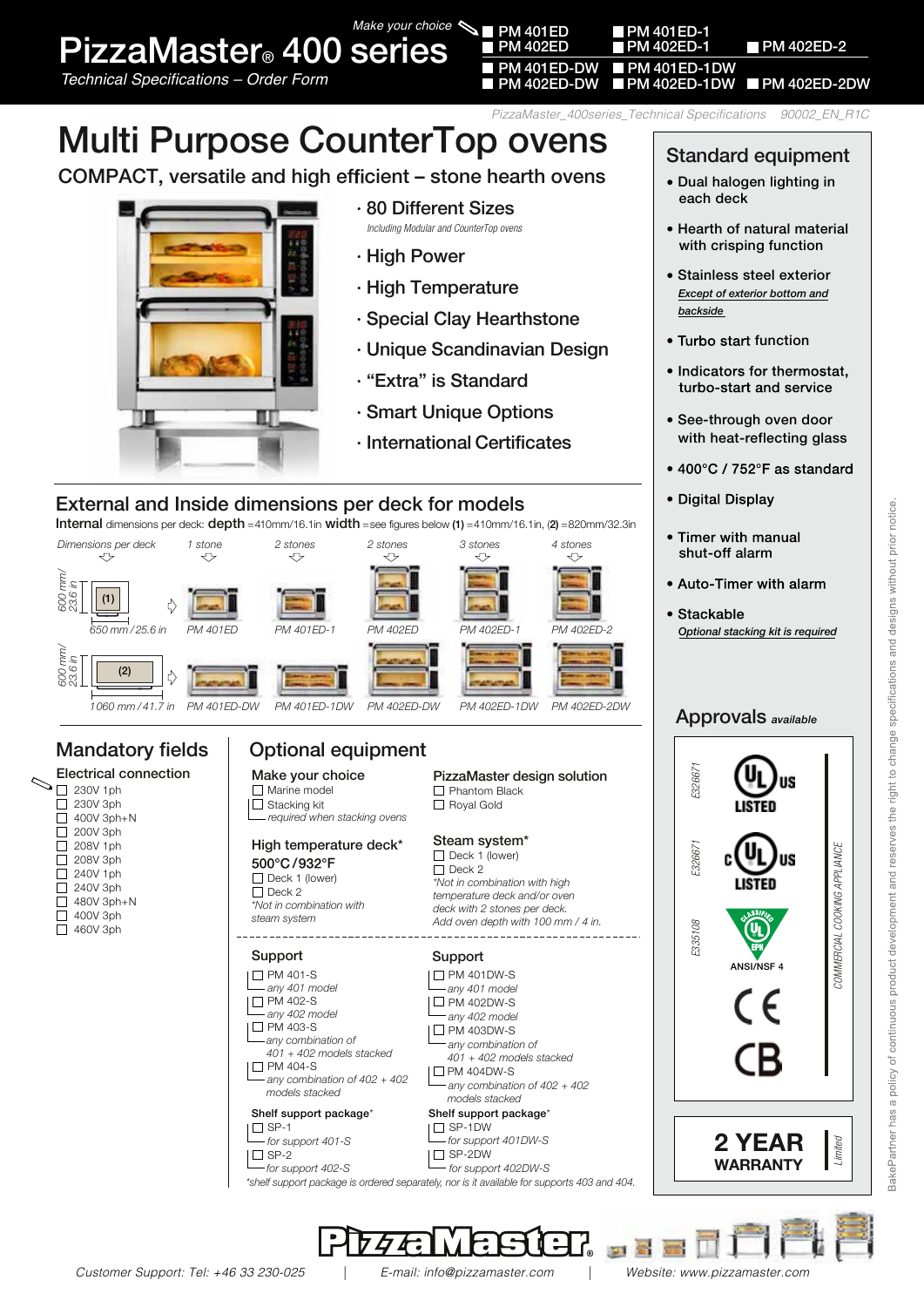# PizzaMaster® 400 series

*Technical Specifications – Order Form*

*Make your choice*

- PM 401ED
- PM 402ED
- PM 401ED-1
- PM 402ED-1
- PM 402ED-2
- PM 401ED-DW
- PM 402ED-DW
- PM 401ED-1DW
- PM 402ED-1DW
- PM 402ED-2DW

*PizzaMaster_400series_Technical Specifications 90002_EN_R1C*

# Multi Purpose CounterTop ovens

## COMPACT, versatile and high efficient – stone hearth ovens

- 80 Different Sizes
  *Including Modular and CounterTop ovens*
- High Power
- High Temperature
- Special Clay Hearthstone
- Unique Scandinavian Design
- "Extra" is Standard
- Smart Unique Options
- International Certificates

## Standard equipment

- Dual halogen lighting in each deck
- Hearth of natural material with crisping function
- Stainless steel exterior
  *Except of exterior bottom and backside*
- Turbo start function
- Indicators for thermostat, turbo-start and service
- See-through oven door with heat-reflecting glass
- 400°C / 752°F as standard
- Digital Display
- Timer with manual shut-off alarm
- Auto-Timer with alarm
- Stackable
  *Optional stacking kit is required*

## External and Inside dimensions per deck for models

**Internal** dimensions per deck: **depth** =410mm/16.1in **width** =see figures below **(1)** =410mm/16.1in, **(2)** =820mm/32.3in

| *Dimensions per deck* | *1 stone* | *2 stones* | *2 stones* | *3 stones* | *4 stones* |
|---|---|---|---|---|---|
| (1) 600 mm / 23.6 in × 650 mm / 25.6 in | PM 401ED | PM 401ED-1 | PM 402ED | PM 402ED-1 | PM 402ED-2 |
| (2) 600 mm / 23.6 in × 1060 mm / 41.7 in | PM 401ED-DW | PM 401ED-1DW | PM 402ED-DW | PM 402ED-1DW | PM 402ED-2DW |

## Mandatory fields

### Electrical connection

- ☐ 230V 1ph
- ☐ 230V 3ph
- ☐ 400V 3ph+N
- ☐ 200V 3ph
- ☐ 208V 1ph
- ☐ 208V 3ph
- ☐ 240V 1ph
- ☐ 240V 3ph
- ☐ 480V 3ph+N
- ☐ 400V 3ph
- ☐ 460V 3ph

## Optional equipment

### Make your choice

- ☐ Marine model
- ☐ Stacking kit
  *required when stacking ovens*

### PizzaMaster design solution

- ☐ Phantom Black
- ☐ Royal Gold

### High temperature deck*

**500°C / 932°F**

- ☐ Deck 1 (lower)
- ☐ Deck 2

*\*Not in combination with steam system*

### Steam system*

- ☐ Deck 1 (lower)
- ☐ Deck 2

*\*Not in combination with high temperature deck and/or oven deck with 2 stones per deck. Add oven depth with 100 mm / 4 in.*

### Support

- ☐ PM 401-S
  *any 401 model*
- ☐ PM 402-S
  *any 402 model*
- ☐ PM 403-S
  *any combination of 401 + 402 models stacked*
- ☐ PM 404-S
  *any combination of 402 + 402 models stacked*

### Support

- ☐ PM 401DW-S
  *any 401 model*
- ☐ PM 402DW-S
  *any 402 model*
- ☐ PM 403DW-S
  *any combination of 401 + 402 models stacked*
- ☐ PM 404DW-S
  *any combination of 402 + 402 models stacked*

### Shelf support package*

- ☐ SP-1
  *for support 401-S*
- ☐ SP-2
  *for support 402-S*

### Shelf support package*

- ☐ SP-1DW
  *for support 401DW-S*
- ☐ SP-2DW
  *for support 402DW-S*

*\*shelf support package is ordered separately, nor is it available for supports 403 and 404.*

## Approvals *available*

- E326671 — UL US LISTED
- E326671 — C UL US LISTED
- E335108 — CLASSIFIED UL EPH ANSI/NSF 4
- CE
- CB

*COMMERCIAL COOKING APPLIANCE*

**2 YEAR WARRANTY** *Limited*

BakePartner has a policy of continuous product development and reserves the right to change specifications and designs without prior notice.

PizzaMaster®

Customer Support: Tel: +46 33 230-025 | E-mail: info@pizzamaster.com | Website: www.pizzamaster.com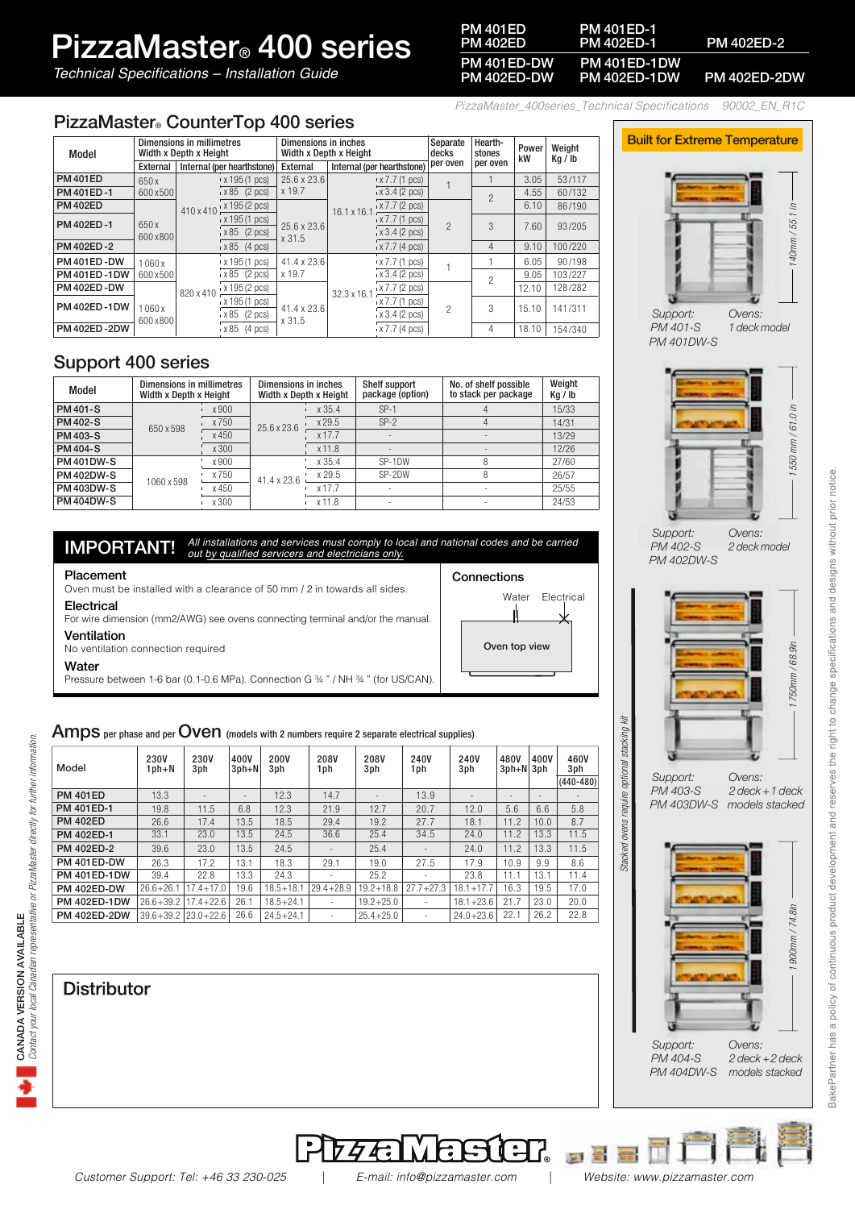# PizzaMaster® 400 series

*Technical Specifications – Installation Guide*

PM 401ED PM 402ED | PM 401ED-1 PM 402ED-1 | PM 402ED-2

PM 401ED-DW PM 402ED-DW | PM 401ED-1DW PM 402ED-1DW | PM 402ED-2DW

*PizzaMaster_400series_Technical Specifications 90002_EN_R1C*

## PizzaMaster® CounterTop 400 series

| Model | Dimensions in millimetres Width x Depth x Height | | | Dimensions in inches Width x Depth x Height | | | Separate decks per oven | Hearth-stones per oven | Power kW | Weight Kg / lb |
|---|---|---|---|---|---|---|---|---|---|---|
| | External | Internal (per hearthstone) | | External | Internal (per hearthstone) | | | | | |
| PM 401ED | 650 x 600 x 500 | 410 x 410 | x 195 (1 pcs) | 25.6 x 23.6 x 19.7 | 16.1 x 16.1 | x 7.7 (1 pcs) | 1 | 1 | 3.05 | 53/117 |
| PM 401ED-1 | | | x 85 (2 pcs) | | | x 3.4 (2 pcs) | | 2 | 4.55 | 60/132 |
| PM 402ED | 650 x 600 x 800 | | x 195 (2 pcs) | 25.6 x 23.6 x 31.5 | | x 7.7 (2 pcs) | 2 | | 6.10 | 86/190 |
| PM 402ED-1 | | | x 195 (1 pcs) x 85 (2 pcs) | | | x 7.7 (1 pcs) x 3.4 (2 pcs) | | 3 | 7.60 | 93/205 |
| PM 402ED-2 | | | x 85 (4 pcs) | | | x 7.7 (4 pcs) | | 4 | 9.10 | 100/220 |
| PM 401ED-DW | 1060 x 600 x 500 | 820 x 410 | x 195 (1 pcs) | 41.4 x 23.6 x 19.7 | 32.3 x 16.1 | x 7.7 (1 pcs) | 1 | 1 | 6.05 | 90/198 |
| PM 401ED-1DW | | | x 85 (2 pcs) | | | x 3.4 (2 pcs) | | 2 | 9.05 | 103/227 |
| PM 402ED-DW | 1060 x 600 x 800 | | x 195 (2 pcs) | 41.4 x 23.6 x 31.5 | | x 7.7 (2 pcs) | 2 | | 12.10 | 128/282 |
| PM 402ED-1DW | | | x 195 (1 pcs) x 85 (2 pcs) | | | x 7.7 (1 pcs) x 3.4 (2 pcs) | | 3 | 15.10 | 141/311 |
| PM 402ED-2DW | | | x 85 (4 pcs) | | | x 7.7 (4 pcs) | | 4 | 18.10 | 154/340 |

## Support 400 series

| Model | Dimensions in millimetres Width x Depth x Height | | Dimensions in inches Width x Depth x Height | | Shelf support package (option) | No. of shelf possible to stack per package | Weight Kg / lb |
|---|---|---|---|---|---|---|---|
| PM 401-S | 650 x 598 | x 900 | 25.6 x 23.6 | x 35.4 | SP-1 | 4 | 15/33 |
| PM 402-S | | x 750 | | x 29.5 | SP-2 | 4 | 14/31 |
| PM 403-S | | x 450 | | x 17.7 | - | - | 13/29 |
| PM 404-S | | x 300 | | x 11.8 | - | - | 12/26 |
| PM 401DW-S | 1060 x 598 | x 900 | 41.4 x 23.6 | x 35.4 | SP-1DW | 8 | 27/60 |
| PM 402DW-S | | x 750 | | x 29.5 | SP-2DW | 8 | 26/57 |
| PM 403DW-S | | x 450 | | x 17.7 | - | - | 25/55 |
| PM 404DW-S | | x 300 | | x 11.8 | - | - | 24/53 |

## IMPORTANT!

*All installations and services must comply to local and national codes and be carried out by qualified servicers and electricians only.*

### Placement
Oven must be installed with a clearance of 50 mm / 2 in towards all sides.

### Electrical
For wire dimension (mm2/AWG) see ovens connecting terminal and/or the manual.

### Ventilation
No ventilation connection required

### Water
Pressure between 1-6 bar (0.1-0.6 MPa). Connection G ¾ " / NH ¾ " (for US/CAN).

### Connections
Water
Electrical
Oven top view

## Amps per phase and per Oven (models with 2 numbers require 2 separate electrical supplies)

| Model | 230V 1ph+N | 230V 3ph | 400V 3ph+N | 200V 3ph | 208V 1ph | 208V 3ph | 240V 1ph | 240V 3ph | 480V 3ph+N | 400V 3ph | 460V 3ph (440-480) |
|---|---|---|---|---|---|---|---|---|---|---|---|
| PM 401ED | 13.3 | - | - | 12.3 | 14.7 | - | 13.9 | - | - | - | - |
| PM 401ED-1 | 19.8 | 11.5 | 6.8 | 12.3 | 21.9 | 12.7 | 20.7 | 12.0 | 5.6 | 6.6 | 5.8 |
| PM 402ED | 26.6 | 17.4 | 13.5 | 18.5 | 29.4 | 19.2 | 27.7 | 18.1 | 11.2 | 10.0 | 8.7 |
| PM 402ED-1 | 33.1 | 23.0 | 13.5 | 24.5 | 36.6 | 25.4 | 34.5 | 24.0 | 11.2 | 13.3 | 11.5 |
| PM 402ED-2 | 39.6 | 23.0 | 13.5 | 24.5 | - | 25.4 | - | 24.0 | 11.2 | 13.3 | 11.5 |
| PM 401ED-DW | 26.3 | 17.2 | 13.1 | 18.3 | 29.1 | 19.0 | 27.5 | 17.9 | 10.9 | 9.9 | 8.6 |
| PM 401ED-1DW | 39.4 | 22.8 | 13.3 | 24.3 | - | 25.2 | - | 23.8 | 11.1 | 13.1 | 11.4 |
| PM 402ED-DW | 26.6+26.1 | 17.4+17.0 | 19.6 | 18.5+18.1 | 29.4+28.9 | 19.2+18.8 | 27.7+27.3 | 18.1+17.7 | 16.3 | 19.5 | 17.0 |
| PM 402ED-1DW | 26.6+39.2 | 17.4+22.6 | 26.1 | 18.5+24.1 | - | 19.2+25.0 | - | 18.1+23.6 | 21.7 | 23.0 | 20.0 |
| PM 402ED-2DW | 39.6+39.2 | 23.0+22.6 | 26.6 | 24.5+24.1 | - | 25.4+25.0 | - | 24.0+23.6 | 22.1 | 26.2 | 22.8 |

## Distributor

**Built for Extreme Temperature**

Support: PM 401-S PM 401DW-S — Ovens: 1 deck model — 1140mm / 55.1 in

Support: PM 402-S PM 402DW-S — Ovens: 2 deck model — 1550 mm / 61.0 in

Support: PM 403-S PM 403DW-S — Ovens: 2 deck + 1 deck models stacked — 1750mm / 68.9in

Support: PM 404-S PM 404DW-S — Ovens: 2 deck + 2 deck models stacked — 1900mm / 74.8in

*Stacked ovens require optional stacking kit*

**CANADA VERSION AVAILABLE**
*Contact your local Canadian representative or PizzaMaster directly for further information.*

BakePartner has a policy of continuous product development and reserves the right to change specifications and designs without prior notice.

PizzaMaster®

*Customer Support: Tel: +46 33 230-025 | E-mail: info@pizzamaster.com | Website: www.pizzamaster.com*